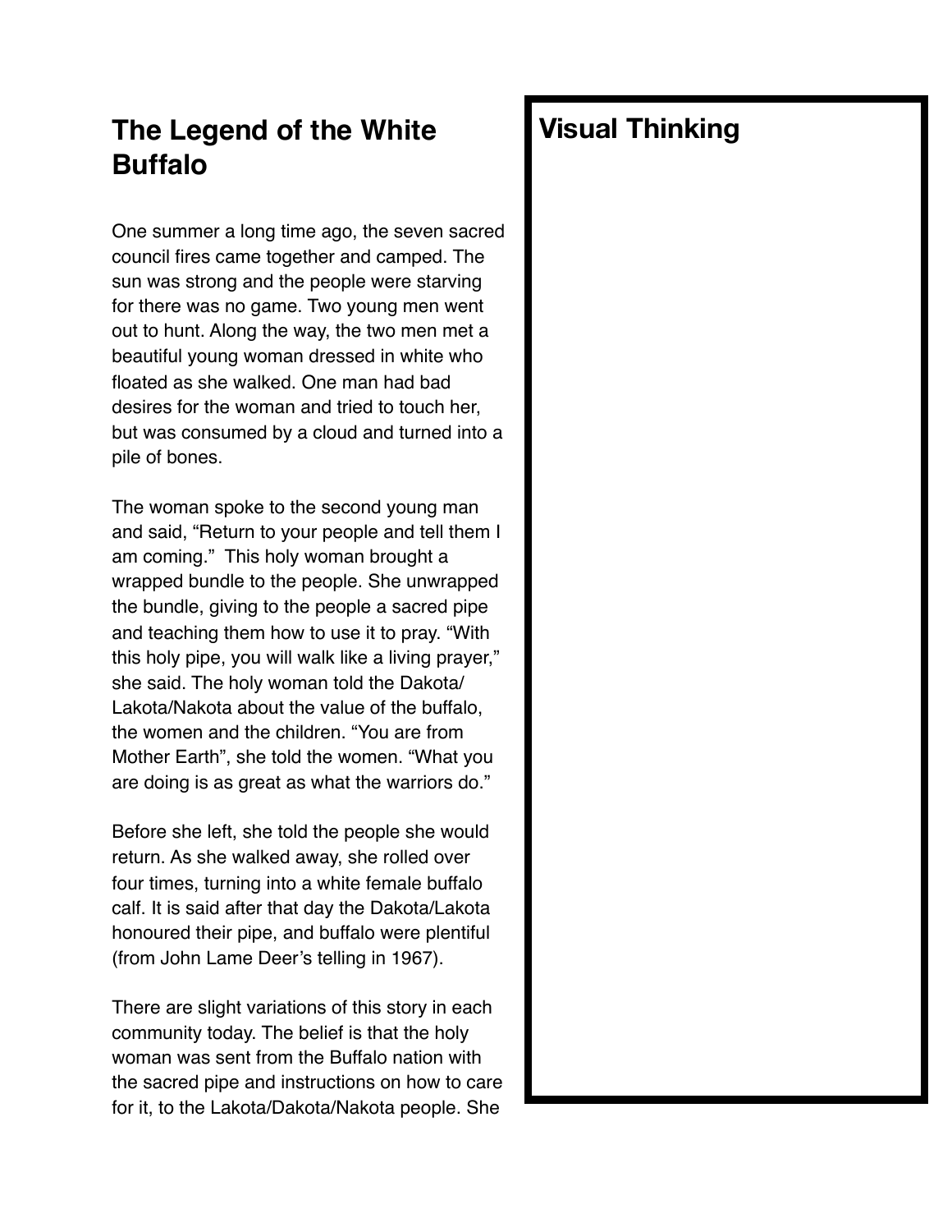## The Legend of the White Buffalo

One summer a long time ago, the seven sacred council fires came together and camped. The sun was strong and the people were starving for there was no game. Two young men went out to hunt. Along the way, the two men met a beautiful young woman dressed in white who floated as she walked. One man had bad desires for the woman and tried to touch her, but was consumed by a cloud and turned into a pile of bones.

The woman spoke to the second young man and said, "Return to your people and tell them I am coming." This holy woman brought a wrapped bundle to the people. She unwrapped the bundle, giving to the people a sacred pipe and teaching them how to use it to pray. "With this holy pipe, you will walk like a living prayer," she said. The holy woman told the Dakota/Lakota/Nakota about the value of the buffalo, the women and the children. "You are from Mother Earth", she told the women. "What you are doing is as great as what the warriors do."

Before she left, she told the people she would return. As she walked away, she rolled over four times, turning into a white female buffalo calf. It is said after that day the Dakota/Lakota honoured their pipe, and buffalo were plentiful (from John Lame Deer's telling in 1967).

There are slight variations of this story in each community today. The belief is that the holy woman was sent from the Buffalo nation with the sacred pipe and instructions on how to care for it, to the Lakota/Dakota/Nakota people. She

## Visual Thinking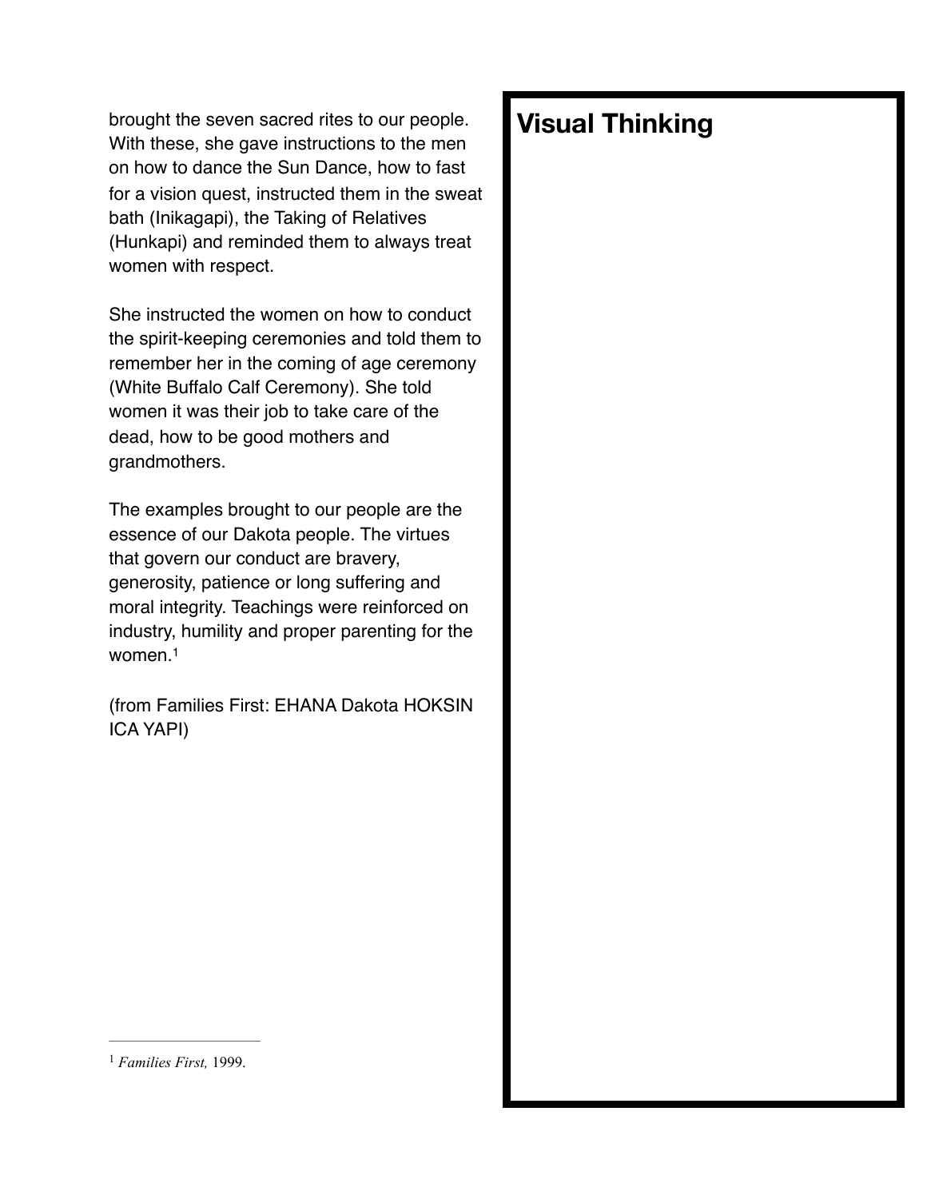brought the seven sacred rites to our people. With these, she gave instructions to the men on how to dance the Sun Dance, how to fast for a vision quest, instructed them in the sweat bath (Inikagapi), the Taking of Relatives (Hunkapi) and reminded them to always treat women with respect.

She instructed the women on how to conduct the spirit-keeping ceremonies and told them to remember her in the coming of age ceremony (White Buffalo Calf Ceremony). She told women it was their job to take care of the dead, how to be good mothers and grandmothers.

The examples brought to our people are the essence of our Dakota people. The virtues that govern our conduct are bravery, generosity, patience or long suffering and moral integrity. Teachings were reinforced on industry, humility and proper parenting for the women.[1]

(from Families First: EHANA Dakota HOKSIN ICA YAPI)

## Visual Thinking

---

[1] *Families First,* 1999.